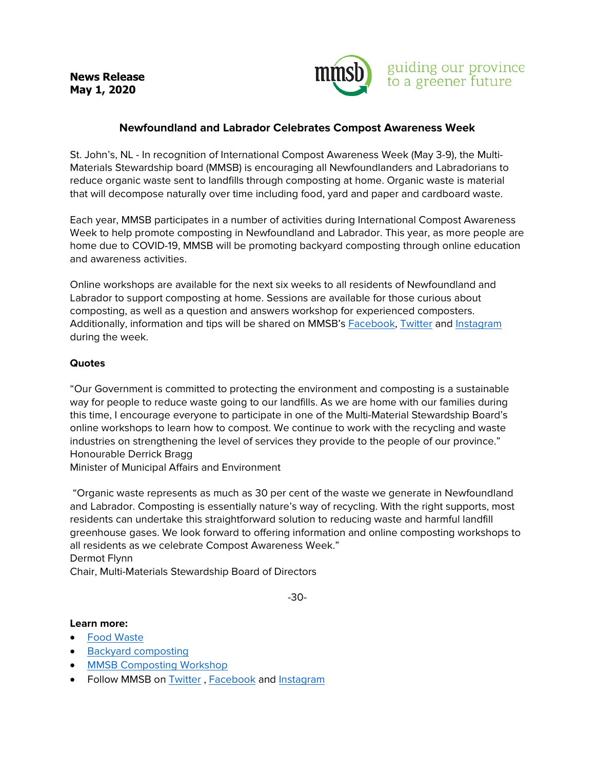**News Release**
**May 1, 2020**

mmsb guiding our province to a greener future

## Newfoundland and Labrador Celebrates Compost Awareness Week

St. John's, NL - In recognition of International Compost Awareness Week (May 3-9), the Multi-Materials Stewardship board (MMSB) is encouraging all Newfoundlanders and Labradorians to reduce organic waste sent to landfills through composting at home. Organic waste is material that will decompose naturally over time including food, yard and paper and cardboard waste.

Each year, MMSB participates in a number of activities during International Compost Awareness Week to help promote composting in Newfoundland and Labrador. This year, as more people are home due to COVID-19, MMSB will be promoting backyard composting through online education and awareness activities.

Online workshops are available for the next six weeks to all residents of Newfoundland and Labrador to support composting at home. Sessions are available for those curious about composting, as well as a question and answers workshop for experienced composters. Additionally, information and tips will be shared on MMSB's Facebook, Twitter and Instagram during the week.

**Quotes**

"Our Government is committed to protecting the environment and composting is a sustainable way for people to reduce waste going to our landfills. As we are home with our families during this time, I encourage everyone to participate in one of the Multi-Material Stewardship Board's online workshops to learn how to compost. We continue to work with the recycling and waste industries on strengthening the level of services they provide to the people of our province."
Honourable Derrick Bragg
Minister of Municipal Affairs and Environment

"Organic waste represents as much as 30 per cent of the waste we generate in Newfoundland and Labrador. Composting is essentially nature's way of recycling. With the right supports, most residents can undertake this straightforward solution to reducing waste and harmful landfill greenhouse gases. We look forward to offering information and online composting workshops to all residents as we celebrate Compost Awareness Week."
Dermot Flynn
Chair, Multi-Materials Stewardship Board of Directors

-30-

**Learn more:**

- Food Waste
- Backyard composting
- MMSB Composting Workshop
- Follow MMSB on Twitter , Facebook and Instagram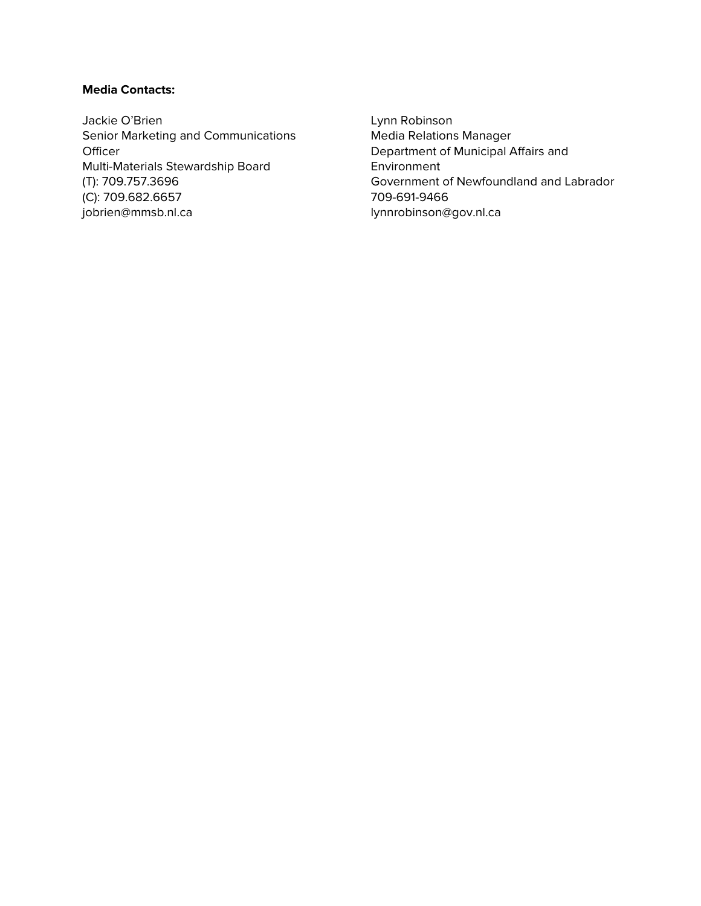**Media Contacts:**

Jackie O'Brien
Senior Marketing and Communications Officer
Multi-Materials Stewardship Board
(T): 709.757.3696
(C): 709.682.6657
jobrien@mmsb.nl.ca

Lynn Robinson
Media Relations Manager
Department of Municipal Affairs and Environment
Government of Newfoundland and Labrador
709-691-9466
lynnrobinson@gov.nl.ca